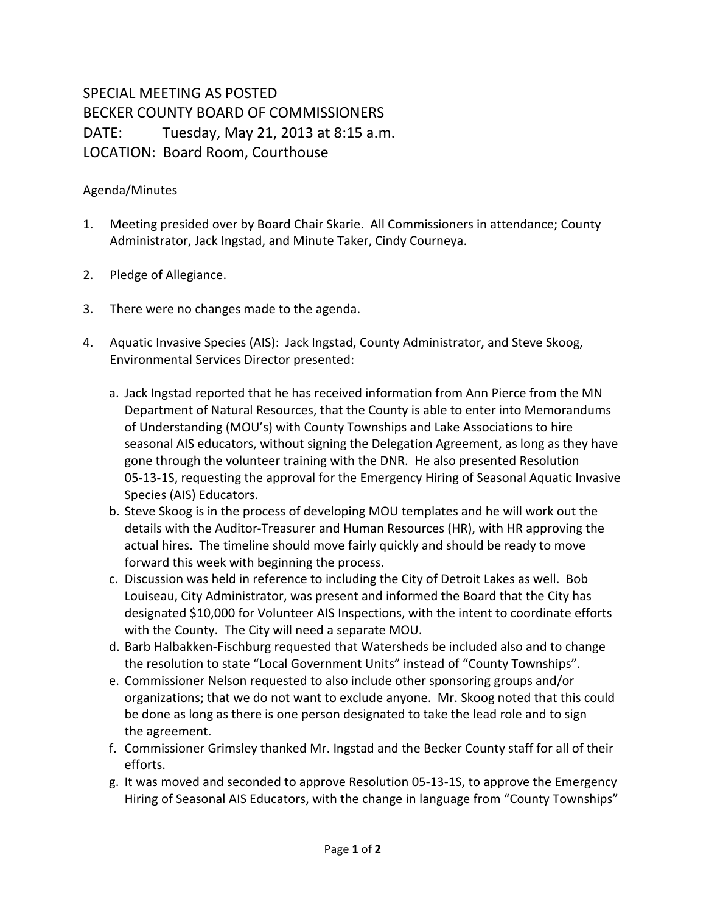SPECIAL MEETING AS POSTED
BECKER COUNTY BOARD OF COMMISSIONERS
DATE: Tuesday, May 21, 2013 at 8:15 a.m.
LOCATION: Board Room, Courthouse

Agenda/Minutes

1. Meeting presided over by Board Chair Skarie. All Commissioners in attendance; County Administrator, Jack Ingstad, and Minute Taker, Cindy Courneya.

2. Pledge of Allegiance.

3. There were no changes made to the agenda.

4. Aquatic Invasive Species (AIS): Jack Ingstad, County Administrator, and Steve Skoog, Environmental Services Director presented:

   a. Jack Ingstad reported that he has received information from Ann Pierce from the MN Department of Natural Resources, that the County is able to enter into Memorandums of Understanding (MOU's) with County Townships and Lake Associations to hire seasonal AIS educators, without signing the Delegation Agreement, as long as they have gone through the volunteer training with the DNR. He also presented Resolution 05-13-1S, requesting the approval for the Emergency Hiring of Seasonal Aquatic Invasive Species (AIS) Educators.
   b. Steve Skoog is in the process of developing MOU templates and he will work out the details with the Auditor-Treasurer and Human Resources (HR), with HR approving the actual hires. The timeline should move fairly quickly and should be ready to move forward this week with beginning the process.
   c. Discussion was held in reference to including the City of Detroit Lakes as well. Bob Louiseau, City Administrator, was present and informed the Board that the City has designated $10,000 for Volunteer AIS Inspections, with the intent to coordinate efforts with the County. The City will need a separate MOU.
   d. Barb Halbakken-Fischburg requested that Watersheds be included also and to change the resolution to state "Local Government Units" instead of "County Townships".
   e. Commissioner Nelson requested to also include other sponsoring groups and/or organizations; that we do not want to exclude anyone. Mr. Skoog noted that this could be done as long as there is one person designated to take the lead role and to sign the agreement.
   f. Commissioner Grimsley thanked Mr. Ingstad and the Becker County staff for all of their efforts.
   g. It was moved and seconded to approve Resolution 05-13-1S, to approve the Emergency Hiring of Seasonal AIS Educators, with the change in language from "County Townships"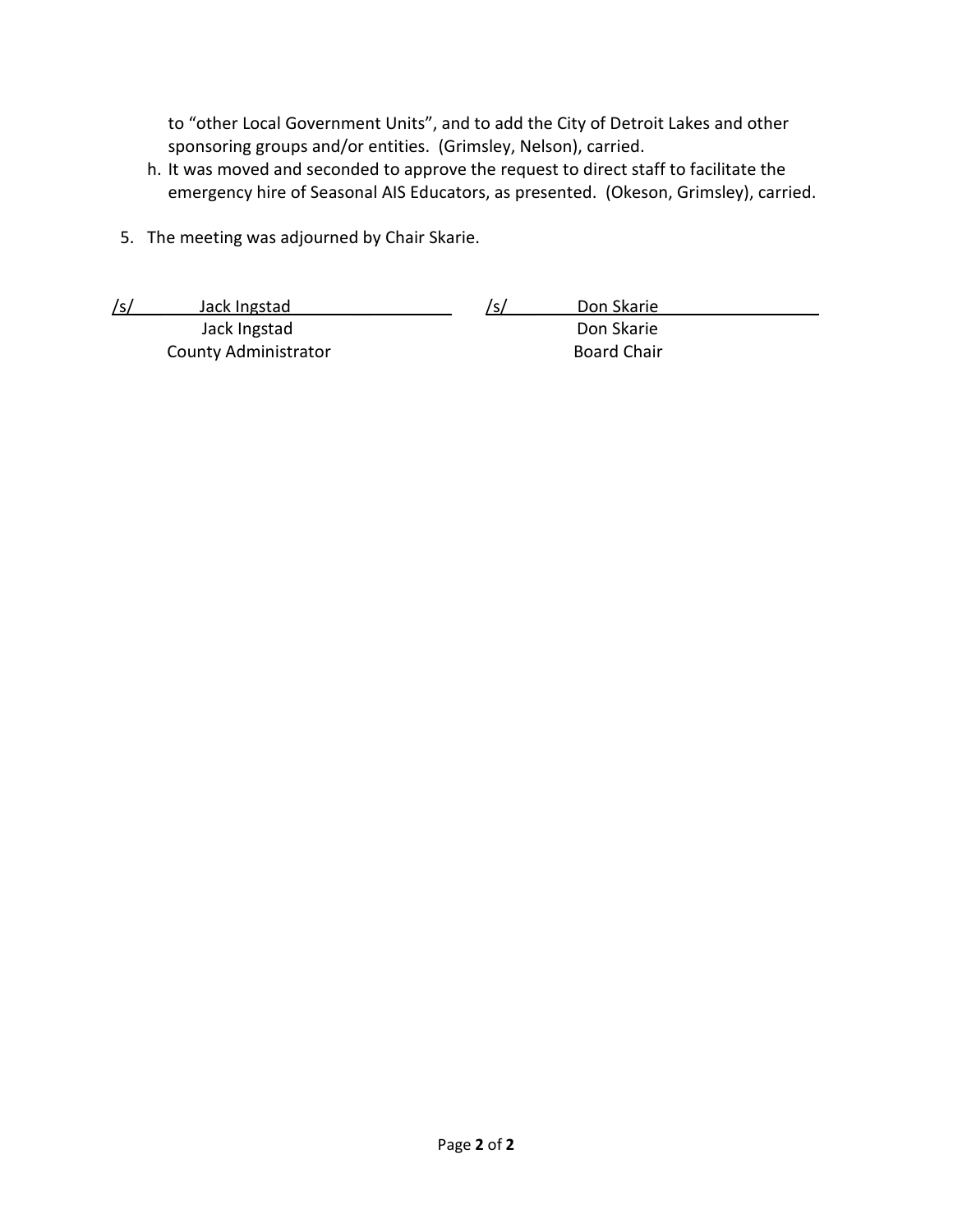to "other Local Government Units", and to add the City of Detroit Lakes and other sponsoring groups and/or entities. (Grimsley, Nelson), carried.

h. It was moved and seconded to approve the request to direct staff to facilitate the emergency hire of Seasonal AIS Educators, as presented. (Okeson, Grimsley), carried.

5. The meeting was adjourned by Chair Skarie.

/s/ Jack Ingstad
Jack Ingstad
County Administrator

/s/ Don Skarie
Don Skarie
Board Chair